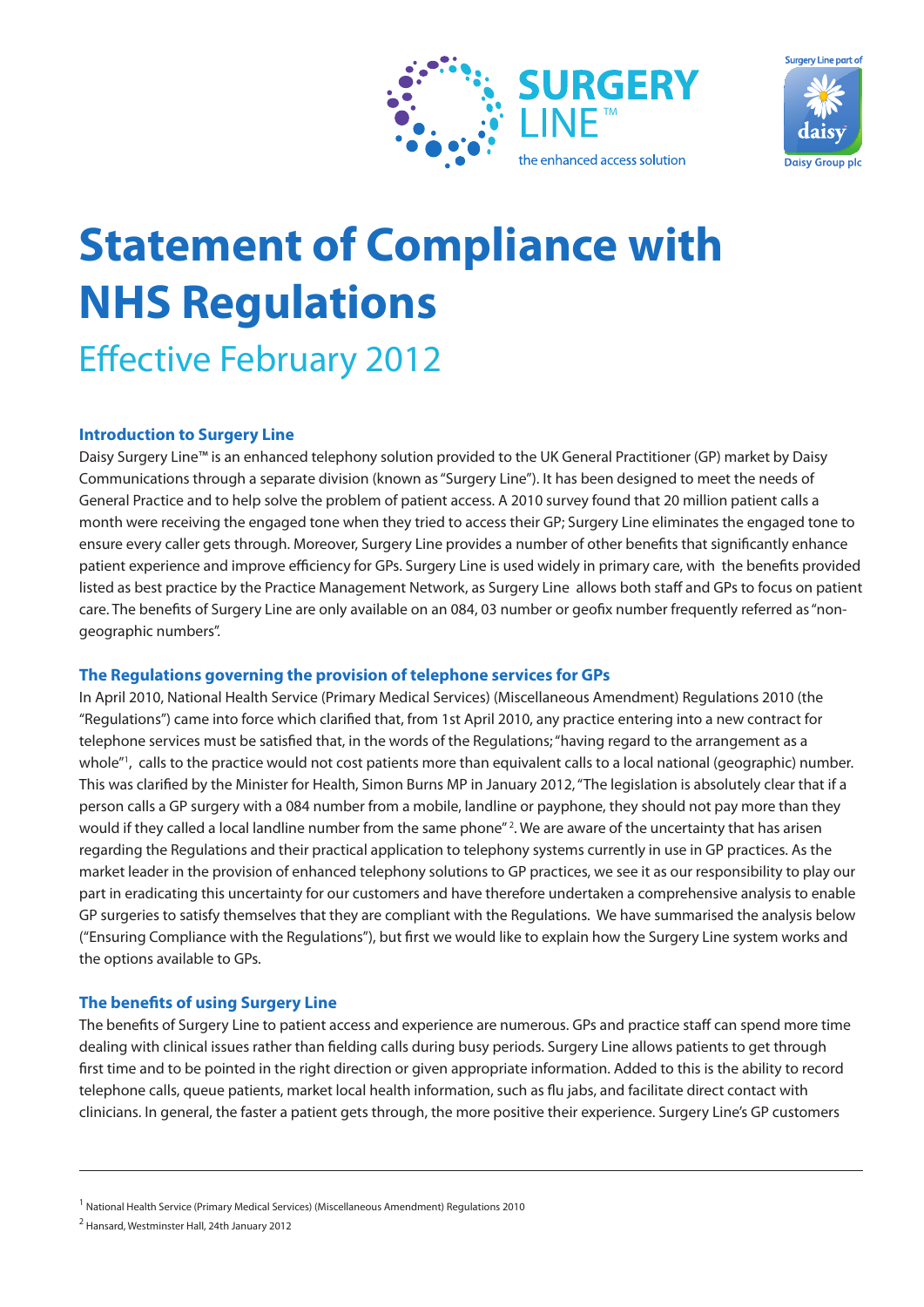SURGERY LINE™
the enhanced access solution

Surgery Line part of daisy Daisy Group plc

# Statement of Compliance with NHS Regulations

## Effective February 2012

### Introduction to Surgery Line

Daisy Surgery Line™ is an enhanced telephony solution provided to the UK General Practitioner (GP) market by Daisy Communications through a separate division (known as "Surgery Line"). It has been designed to meet the needs of General Practice and to help solve the problem of patient access. A 2010 survey found that 20 million patient calls a month were receiving the engaged tone when they tried to access their GP; Surgery Line eliminates the engaged tone to ensure every caller gets through. Moreover, Surgery Line provides a number of other benefits that significantly enhance patient experience and improve efficiency for GPs. Surgery Line is used widely in primary care, with the benefits provided listed as best practice by the Practice Management Network, as Surgery Line allows both staff and GPs to focus on patient care. The benefits of Surgery Line are only available on an 084, 03 number or geofix number frequently referred as "non-geographic numbers".

### The Regulations governing the provision of telephone services for GPs

In April 2010, National Health Service (Primary Medical Services) (Miscellaneous Amendment) Regulations 2010 (the "Regulations") came into force which clarified that, from 1st April 2010, any practice entering into a new contract for telephone services must be satisfied that, in the words of the Regulations; "having regard to the arrangement as a whole"[1], calls to the practice would not cost patients more than equivalent calls to a local national (geographic) number. This was clarified by the Minister for Health, Simon Burns MP in January 2012, "The legislation is absolutely clear that if a person calls a GP surgery with a 084 number from a mobile, landline or payphone, they should not pay more than they would if they called a local landline number from the same phone"[2]. We are aware of the uncertainty that has arisen regarding the Regulations and their practical application to telephony systems currently in use in GP practices. As the market leader in the provision of enhanced telephony solutions to GP practices, we see it as our responsibility to play our part in eradicating this uncertainty for our customers and have therefore undertaken a comprehensive analysis to enable GP surgeries to satisfy themselves that they are compliant with the Regulations. We have summarised the analysis below ("Ensuring Compliance with the Regulations"), but first we would like to explain how the Surgery Line system works and the options available to GPs.

### The benefits of using Surgery Line

The benefits of Surgery Line to patient access and experience are numerous. GPs and practice staff can spend more time dealing with clinical issues rather than fielding calls during busy periods. Surgery Line allows patients to get through first time and to be pointed in the right direction or given appropriate information. Added to this is the ability to record telephone calls, queue patients, market local health information, such as flu jabs, and facilitate direct contact with clinicians. In general, the faster a patient gets through, the more positive their experience. Surgery Line's GP customers

---

[1] National Health Service (Primary Medical Services) (Miscellaneous Amendment) Regulations 2010

[2] Hansard, Westminster Hall, 24th January 2012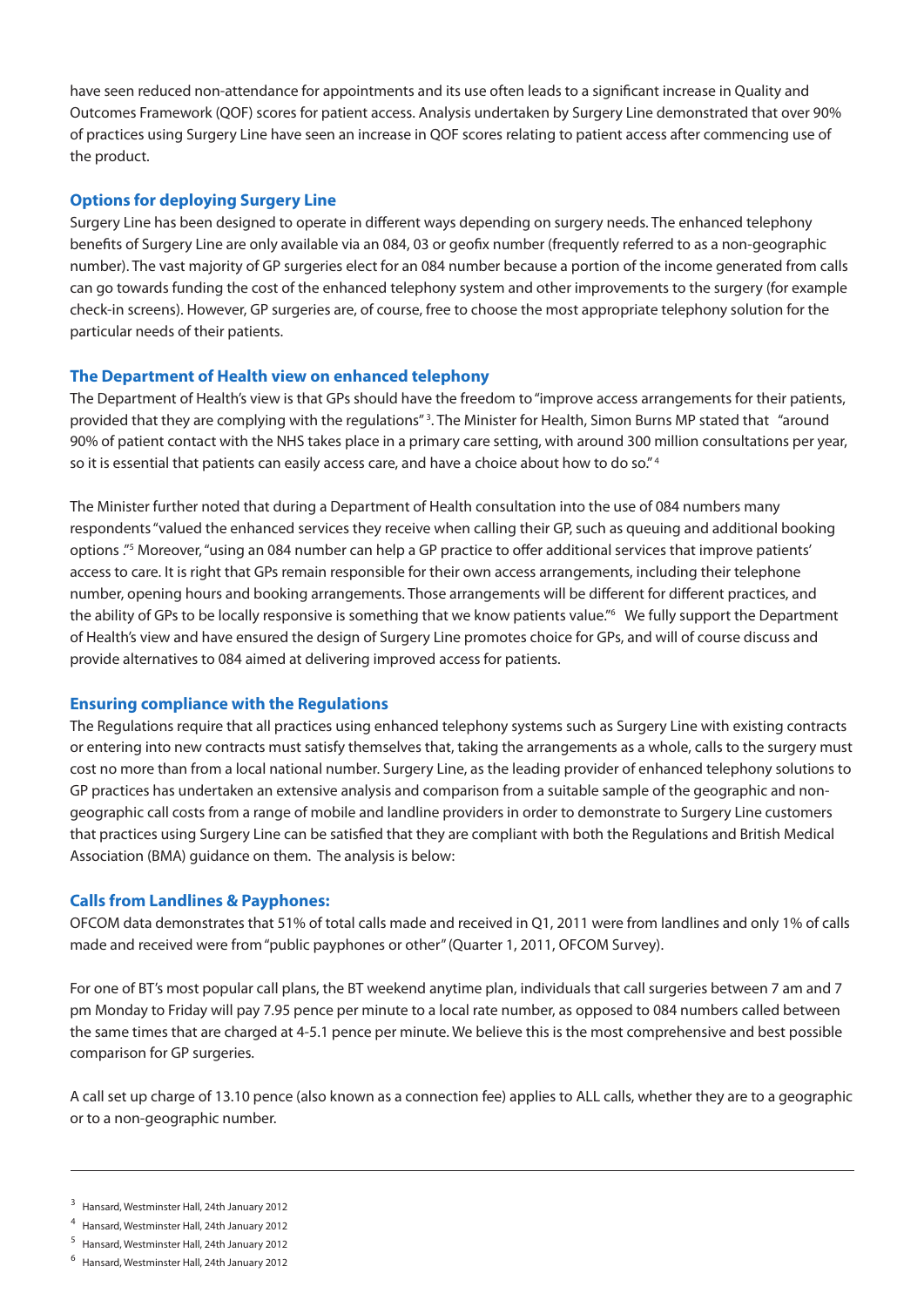have seen reduced non-attendance for appointments and its use often leads to a significant increase in Quality and Outcomes Framework (QOF) scores for patient access. Analysis undertaken by Surgery Line demonstrated that over 90% of practices using Surgery Line have seen an increase in QOF scores relating to patient access after commencing use of the product.

## Options for deploying Surgery Line

Surgery Line has been designed to operate in different ways depending on surgery needs. The enhanced telephony benefits of Surgery Line are only available via an 084, 03 or geofix number (frequently referred to as a non-geographic number). The vast majority of GP surgeries elect for an 084 number because a portion of the income generated from calls can go towards funding the cost of the enhanced telephony system and other improvements to the surgery (for example check-in screens). However, GP surgeries are, of course, free to choose the most appropriate telephony solution for the particular needs of their patients.

## The Department of Health view on enhanced telephony

The Department of Health's view is that GPs should have the freedom to "improve access arrangements for their patients, provided that they are complying with the regulations"[3]. The Minister for Health, Simon Burns MP stated that "around 90% of patient contact with the NHS takes place in a primary care setting, with around 300 million consultations per year, so it is essential that patients can easily access care, and have a choice about how to do so."[4]

The Minister further noted that during a Department of Health consultation into the use of 084 numbers many respondents "valued the enhanced services they receive when calling their GP, such as queuing and additional booking options ."[5] Moreover, "using an 084 number can help a GP practice to offer additional services that improve patients' access to care. It is right that GPs remain responsible for their own access arrangements, including their telephone number, opening hours and booking arrangements. Those arrangements will be different for different practices, and the ability of GPs to be locally responsive is something that we know patients value."[6] We fully support the Department of Health's view and have ensured the design of Surgery Line promotes choice for GPs, and will of course discuss and provide alternatives to 084 aimed at delivering improved access for patients.

## Ensuring compliance with the Regulations

The Regulations require that all practices using enhanced telephony systems such as Surgery Line with existing contracts or entering into new contracts must satisfy themselves that, taking the arrangements as a whole, calls to the surgery must cost no more than from a local national number. Surgery Line, as the leading provider of enhanced telephony solutions to GP practices has undertaken an extensive analysis and comparison from a suitable sample of the geographic and non-geographic call costs from a range of mobile and landline providers in order to demonstrate to Surgery Line customers that practices using Surgery Line can be satisfied that they are compliant with both the Regulations and British Medical Association (BMA) guidance on them. The analysis is below:

## Calls from Landlines & Payphones:

OFCOM data demonstrates that 51% of total calls made and received in Q1, 2011 were from landlines and only 1% of calls made and received were from "public payphones or other" (Quarter 1, 2011, OFCOM Survey).

For one of BT's most popular call plans, the BT weekend anytime plan, individuals that call surgeries between 7 am and 7 pm Monday to Friday will pay 7.95 pence per minute to a local rate number, as opposed to 084 numbers called between the same times that are charged at 4-5.1 pence per minute. We believe this is the most comprehensive and best possible comparison for GP surgeries.

A call set up charge of 13.10 pence (also known as a connection fee) applies to ALL calls, whether they are to a geographic or to a non-geographic number.

---

[3] Hansard, Westminster Hall, 24th January 2012

[4] Hansard, Westminster Hall, 24th January 2012

[5] Hansard, Westminster Hall, 24th January 2012

[6] Hansard, Westminster Hall, 24th January 2012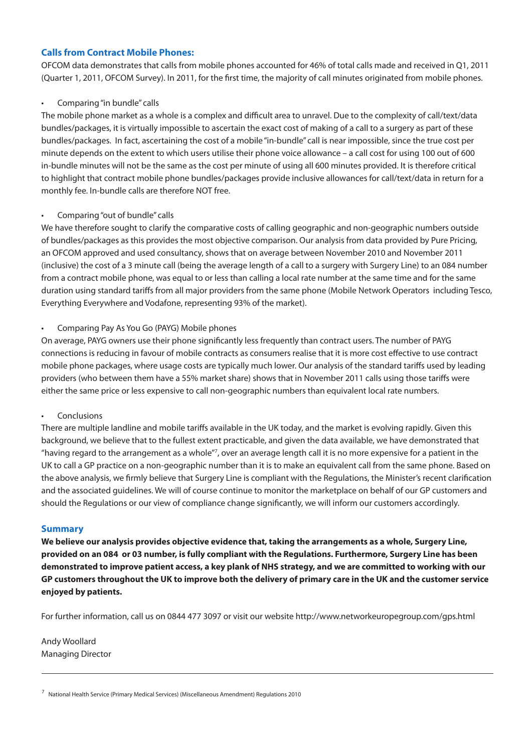## Calls from Contract Mobile Phones:

OFCOM data demonstrates that calls from mobile phones accounted for 46% of total calls made and received in Q1, 2011 (Quarter 1, 2011, OFCOM Survey). In 2011, for the first time, the majority of call minutes originated from mobile phones.

- Comparing "in bundle" calls

The mobile phone market as a whole is a complex and difficult area to unravel. Due to the complexity of call/text/data bundles/packages, it is virtually impossible to ascertain the exact cost of making of a call to a surgery as part of these bundles/packages. In fact, ascertaining the cost of a mobile "in-bundle" call is near impossible, since the true cost per minute depends on the extent to which users utilise their phone voice allowance – a call cost for using 100 out of 600 in-bundle minutes will not be the same as the cost per minute of using all 600 minutes provided. It is therefore critical to highlight that contract mobile phone bundles/packages provide inclusive allowances for call/text/data in return for a monthly fee. In-bundle calls are therefore NOT free.

- Comparing "out of bundle" calls

We have therefore sought to clarify the comparative costs of calling geographic and non-geographic numbers outside of bundles/packages as this provides the most objective comparison. Our analysis from data provided by Pure Pricing, an OFCOM approved and used consultancy, shows that on average between November 2010 and November 2011 (inclusive) the cost of a 3 minute call (being the average length of a call to a surgery with Surgery Line) to an 084 number from a contract mobile phone, was equal to or less than calling a local rate number at the same time and for the same duration using standard tariffs from all major providers from the same phone (Mobile Network Operators including Tesco, Everything Everywhere and Vodafone, representing 93% of the market).

- Comparing Pay As You Go (PAYG) Mobile phones

On average, PAYG owners use their phone significantly less frequently than contract users. The number of PAYG connections is reducing in favour of mobile contracts as consumers realise that it is more cost effective to use contract mobile phone packages, where usage costs are typically much lower. Our analysis of the standard tariffs used by leading providers (who between them have a 55% market share) shows that in November 2011 calls using those tariffs were either the same price or less expensive to call non-geographic numbers than equivalent local rate numbers.

- Conclusions

There are multiple landline and mobile tariffs available in the UK today, and the market is evolving rapidly. Given this background, we believe that to the fullest extent practicable, and given the data available, we have demonstrated that "having regard to the arrangement as a whole"[7], over an average length call it is no more expensive for a patient in the UK to call a GP practice on a non-geographic number than it is to make an equivalent call from the same phone. Based on the above analysis, we firmly believe that Surgery Line is compliant with the Regulations, the Minister's recent clarification and the associated guidelines. We will of course continue to monitor the marketplace on behalf of our GP customers and should the Regulations or our view of compliance change significantly, we will inform our customers accordingly.

## Summary

**We believe our analysis provides objective evidence that, taking the arrangements as a whole, Surgery Line, provided on an 084 or 03 number, is fully compliant with the Regulations. Furthermore, Surgery Line has been demonstrated to improve patient access, a key plank of NHS strategy, and we are committed to working with our GP customers throughout the UK to improve both the delivery of primary care in the UK and the customer service enjoyed by patients.**

For further information, call us on 0844 477 3097 or visit our website http://www.networkeuropegroup.com/gps.html

Andy Woollard
Managing Director

---

[7] National Health Service (Primary Medical Services) (Miscellaneous Amendment) Regulations 2010